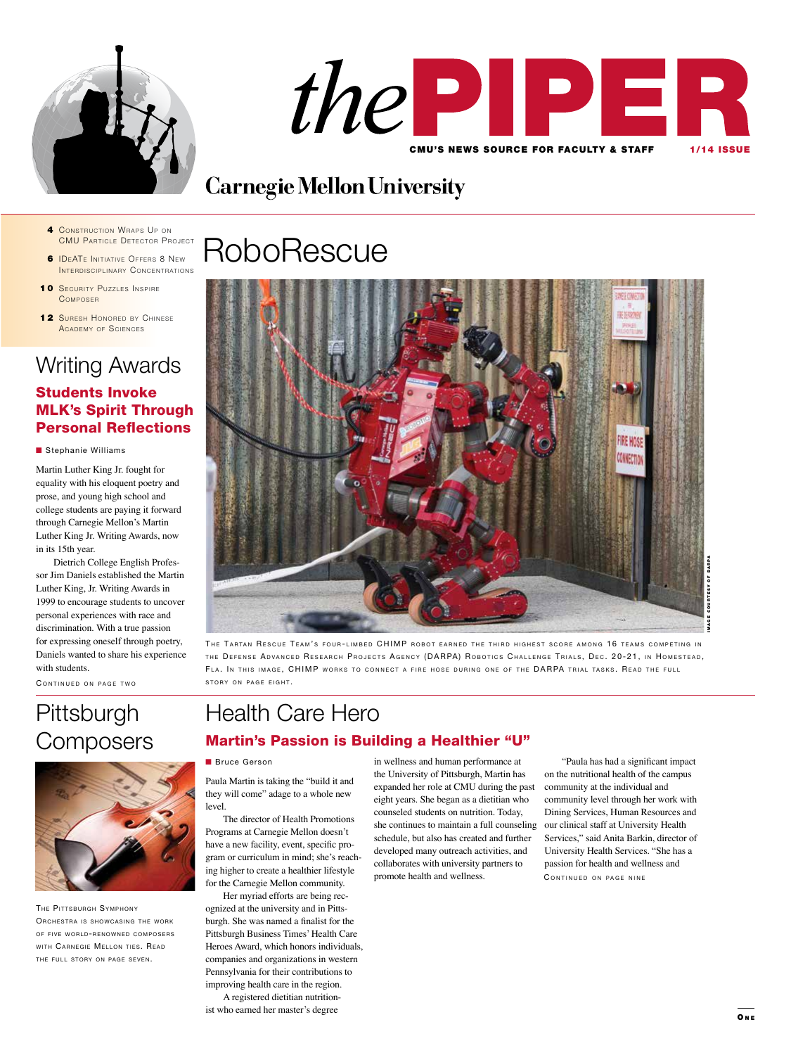# thePIPER

CMU'S NEWS SOURCE FOR FACULTY & STAFF 1/14 ISSUE

Carnegie Mellon University

- **4** Construction Wraps Up on CMU Particle Detector Project
- **6** IDeATe Initiative Offers 8 New Interdisciplinary Concentrations
- **10** Security Puzzles Inspire Composer
- **12** Suresh Honored by Chinese Academy of Sciences

## RoboRescue

The Tartan Rescue Team's four-limbed CHIMP robot earned the third highest score among 16 teams competing in the Defense Advanced Research Projects Agency (DARPA) Robotics Challenge Trials, Dec. 20-21, in Homestead, Fla. In this image, CHIMP works to connect a fire hose during one of the DARPA trial tasks. Read the full story on page eight.

Image courtesy of DARPA

## Writing Awards

### Students Invoke MLK's Spirit Through Personal Reflections

■ Stephanie Williams

Martin Luther King Jr. fought for equality with his eloquent poetry and prose, and young high school and college students are paying it forward through Carnegie Mellon's Martin Luther King Jr. Writing Awards, now in its 15th year.

Dietrich College English Professor Jim Daniels established the Martin Luther King, Jr. Writing Awards in 1999 to encourage students to uncover personal experiences with race and discrimination. With a true passion for expressing oneself through poetry, Daniels wanted to share his experience with students.

Continued on page two

## Pittsburgh Composers

The Pittsburgh Symphony Orchestra is showcasing the work of five world-renowned composers with Carnegie Mellon ties. Read the full story on page seven.

## Health Care Hero

### Martin's Passion is Building a Healthier "U"

■ Bruce Gerson

Paula Martin is taking the "build it and they will come" adage to a whole new level.

The director of Health Promotions Programs at Carnegie Mellon doesn't have a new facility, event, specific program or curriculum in mind; she's reaching higher to create a healthier lifestyle for the Carnegie Mellon community.

Her myriad efforts are being recognized at the university and in Pittsburgh. She was named a finalist for the Pittsburgh Business Times' Health Care Heroes Award, which honors individuals, companies and organizations in western Pennsylvania for their contributions to improving health care in the region.

A registered dietitian nutritionist who earned her master's degree in wellness and human performance at the University of Pittsburgh, Martin has expanded her role at CMU during the past eight years. She began as a dietitian who counseled students on nutrition. Today, she continues to maintain a full counseling schedule, but also has created and further developed many outreach activities, and collaborates with university partners to promote health and wellness.

"Paula has had a significant impact on the nutritional health of the campus community at the individual and community level through her work with Dining Services, Human Resources and our clinical staff at University Health Services," said Anita Barkin, director of University Health Services. "She has a passion for health and wellness and

Continued on page nine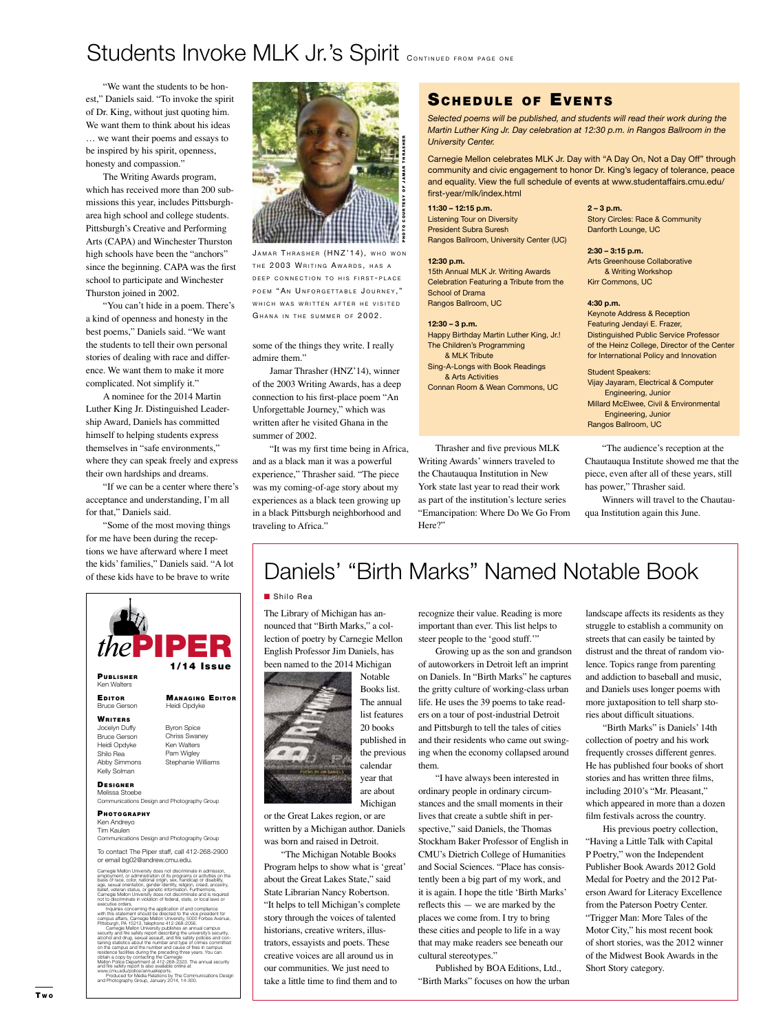# Students Invoke MLK Jr.'s Spirit CONTINUED FROM PAGE ONE

"We want the students to be honest," Daniels said. "To invoke the spirit of Dr. King, without just quoting him. We want them to think about his ideas … we want their poems and essays to be inspired by his spirit, openness, honesty and compassion."

The Writing Awards program, which has received more than 200 submissions this year, includes Pittsburgh-area high school and college students. Pittsburgh's Creative and Performing Arts (CAPA) and Winchester Thurston high schools have been the "anchors" since the beginning. CAPA was the first school to participate and Winchester Thurston joined in 2002.

"You can't hide in a poem. There's a kind of openness and honesty in the best poems," Daniels said. "We want the students to tell their own personal stories of dealing with race and difference. We want them to make it more complicated. Not simplify it."

A nominee for the 2014 Martin Luther King Jr. Distinguished Leadership Award, Daniels has committed himself to helping students express themselves in "safe environments," where they can speak freely and express their own hardships and dreams.

"If we can be a center where there's acceptance and understanding, I'm all for that," Daniels said.

"Some of the most moving things for me have been during the receptions we have afterward where I meet the kids' families," Daniels said. "A lot of these kids have to be brave to write some of the things they write. I really admire them."

PHOTO COURTESY OF JAMAR THRASHER

JAMAR THRASHER (HNZ'14), WHO WON THE 2003 WRITING AWARDS, HAS A DEEP CONNECTION TO HIS FIRST-PLACE POEM "AN UNFORGETTABLE JOURNEY," WHICH WAS WRITTEN AFTER HE VISITED GHANA IN THE SUMMER OF 2002.

Jamar Thrasher (HNZ'14), winner of the 2003 Writing Awards, has a deep connection to his first-place poem "An Unforgettable Journey," which was written after he visited Ghana in the summer of 2002.

"It was my first time being in Africa, and as a black man it was a powerful experience," Thrasher said. "The piece was my coming-of-age story about my experiences as a black teen growing up in a black Pittsburgh neighborhood and traveling to Africa."

Thrasher and five previous MLK Writing Awards' winners traveled to the Chautauqua Institution in New York state last year to read their work as part of the institution's lecture series "Emancipation: Where Do We Go From Here?"

"The audience's reception at the Chautauqua Institute showed me that the piece, even after all of these years, still has power," Thrasher said.

Winners will travel to the Chautauqua Institution again this June.

## SCHEDULE OF EVENTS

*Selected poems will be published, and students will read their work during the Martin Luther King Jr. Day celebration at 12:30 p.m. in Rangos Ballroom in the University Center.*

Carnegie Mellon celebrates MLK Jr. Day with "A Day On, Not a Day Off" through community and civic engagement to honor Dr. King's legacy of tolerance, peace and equality. View the full schedule of events at www.studentaffairs.cmu.edu/first-year/mlk/index.html

**11:30 – 12:15 p.m.**
Listening Tour on Diversity
President Subra Suresh
Rangos Ballroom, University Center (UC)

**12:30 p.m.**
15th Annual MLK Jr. Writing Awards Celebration Featuring a Tribute from the School of Drama
Rangos Ballroom, UC

**12:30 – 3 p.m.**
Happy Birthday Martin Luther King, Jr.!
The Children's Programming & MLK Tribute
Sing-A-Longs with Book Readings & Arts Activities
Connan Room & Wean Commons, UC

**2 – 3 p.m.**
Story Circles: Race & Community
Danforth Lounge, UC

**2:30 – 3:15 p.m.**
Arts Greenhouse Collaborative & Writing Workshop
Kirr Commons, UC

**4:30 p.m.**
Keynote Address & Reception
Featuring Jendayi E. Frazer, Distinguished Public Service Professor of the Heinz College, Director of the Center for International Policy and Innovation

Student Speakers:
Vijay Jayaram, Electrical & Computer Engineering, Junior
Millard McElwee, Civil & Environmental Engineering, Junior
Rangos Ballroom, UC

# Daniels' "Birth Marks" Named Notable Book

■ Shilo Rea

The Library of Michigan has announced that "Birth Marks," a collection of poetry by Carnegie Mellon English Professor Jim Daniels, has been named to the 2014 Michigan Notable Books list. The annual list features 20 books published in the previous calendar year that are about Michigan or the Great Lakes region, or are written by a Michigan author. Daniels was born and raised in Detroit.

"The Michigan Notable Books Program helps to show what is 'great' about the Great Lakes State," said State Librarian Nancy Robertson. "It helps to tell Michigan's complete story through the voices of talented historians, creative writers, illustrators, essayists and poets. These creative voices are all around us in our communities. We just need to take a little time to find them and to recognize their value. Reading is more important than ever. This list helps to steer people to the 'good stuff.'"

Growing up as the son and grandson of autoworkers in Detroit left an imprint on Daniels. In "Birth Marks" he captures the gritty culture of working-class urban life. He uses the 39 poems to take readers on a tour of post-industrial Detroit and Pittsburgh to tell the tales of cities and their residents who came out swinging when the economy collapsed around them.

"I have always been interested in ordinary people in ordinary circumstances and the small moments in their lives that create a subtle shift in perspective," said Daniels, the Thomas Stockham Baker Professor of English in CMU's Dietrich College of Humanities and Social Sciences. "Place has consistently been a big part of my work, and it is again. I hope the title 'Birth Marks' reflects this — we are marked by the places we come from. I try to bring these cities and people to life in a way that may make readers see beneath our cultural stereotypes."

Published by BOA Editions, Ltd., "Birth Marks" focuses on how the urban landscape affects its residents as they struggle to establish a community on streets that can easily be tainted by distrust and the threat of random violence. Topics range from parenting and addiction to baseball and music, and Daniels uses longer poems with more juxtaposition to tell sharp stories about difficult situations.

"Birth Marks" is Daniels' 14th collection of poetry and his work frequently crosses different genres. He has published four books of short stories and has written three films, including 2010's "Mr. Pleasant," which appeared in more than a dozen film festivals across the country.

His previous poetry collection, "Having a Little Talk with Capital P Poetry," won the Independent Publisher Book Awards 2012 Gold Medal for Poetry and the 2012 Paterson Award for Literacy Excellence from the Paterson Poetry Center. "Trigger Man: More Tales of the Motor City," his most recent book of short stories, was the 2012 winner of the Midwest Book Awards in the Short Story category.

---

**the PIPER**
**1/14 Issue**

**PUBLISHER**
Ken Walters

**EDITOR**
Bruce Gerson

**MANAGING EDITOR**
Heidi Opdyke

**WRITERS**
Jocelyn Duffy
Bruce Gerson
Heidi Opdyke
Shilo Rea
Abby Simmons
Kelly Solman
Byron Spice
Chriss Swaney
Ken Walters
Pam Wigley
Stephanie Williams

**DESIGNER**
Melissa Stoebe
Communications Design and Photography Group

**PHOTOGRAPHY**
Ken Andreyo
Tim Kaulen
Communications Design and Photography Group

To contact The Piper staff, call 412-268-2900 or email bg02@andrew.cmu.edu.

Carnegie Mellon University does not discriminate in admission, employment, or administration of its programs or activities on the basis of race, color, national origin, sex, handicap or disability, age, sexual orientation, gender identity, religion, creed, ancestry, belief, veteran status, or genetic information. Furthermore, Carnegie Mellon University does not discriminate and is required not to discriminate in violation of federal, state, or local laws or executive orders.

Inquiries concerning the application of and compliance with this statement should be directed to the vice president for campus affairs, Carnegie Mellon University, 5000 Forbes Avenue, Pittsburgh, PA 15213, telephone 412-268-2056.

Carnegie Mellon University publishes an annual campus security and fire safety report describing the university's security, alcohol and drug, sexual assault, and fire safety policies and containing statistics about the number and type of crimes committed on the campus and the number and cause of fires in campus residence facilities during the preceding three years. You can obtain a copy by contacting the Carnegie Mellon Police Department at 412-268-2323. The annual security and fire safety report is also available online at www.cmu.edu/police/annualreports.

Produced for Media Relations by The Communications Design and Photography Group, January 2014, 14-300.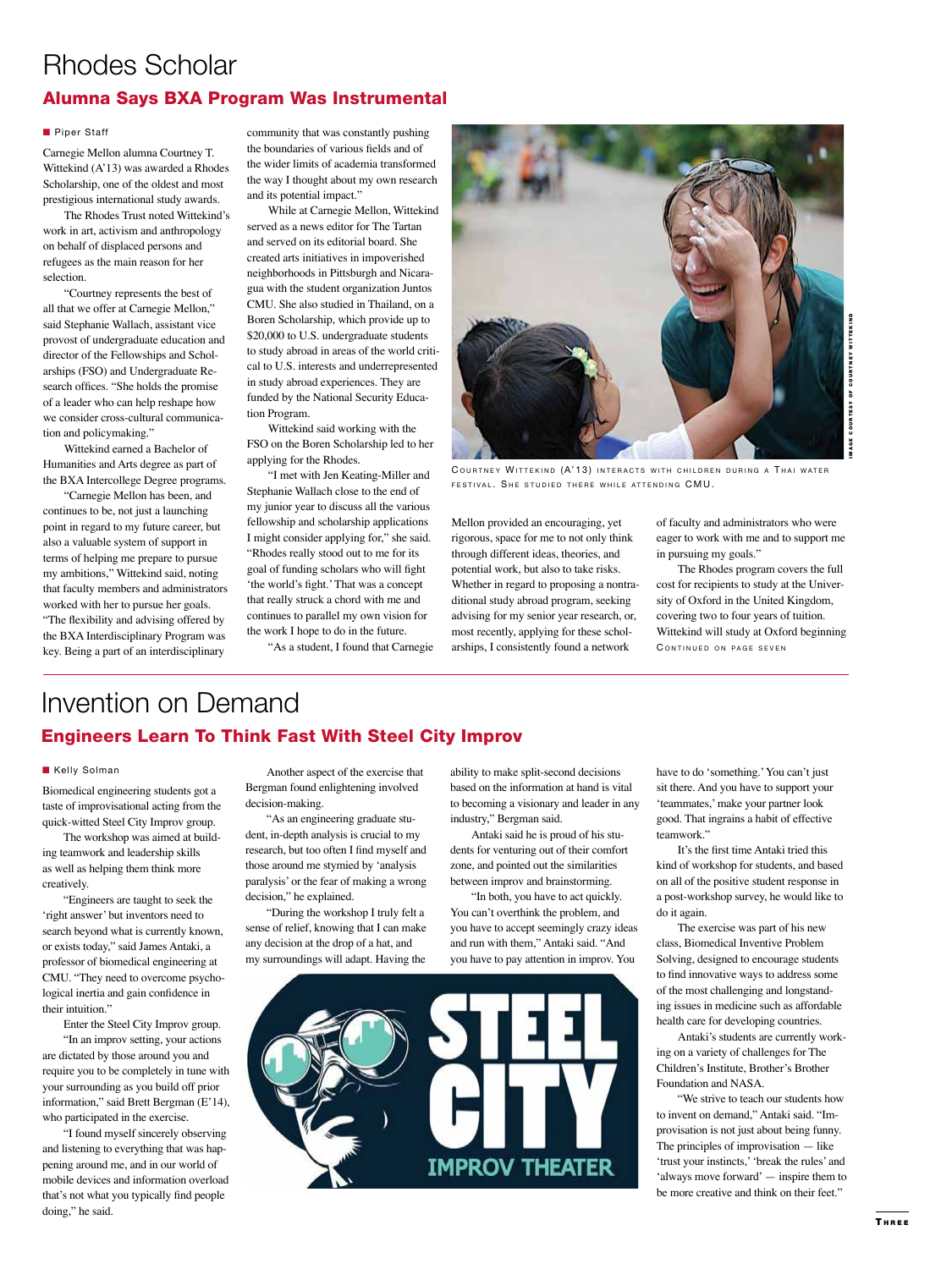# Rhodes Scholar

## Alumna Says BXA Program Was Instrumental

■ Piper Staff

Carnegie Mellon alumna Courtney T. Wittekind (A'13) was awarded a Rhodes Scholarship, one of the oldest and most prestigious international study awards.

The Rhodes Trust noted Wittekind's work in art, activism and anthropology on behalf of displaced persons and refugees as the main reason for her selection.

"Courtney represents the best of all that we offer at Carnegie Mellon," said Stephanie Wallach, assistant vice provost of undergraduate education and director of the Fellowships and Scholarships (FSO) and Undergraduate Research offices. "She holds the promise of a leader who can help reshape how we consider cross-cultural communication and policymaking."

Wittekind earned a Bachelor of Humanities and Arts degree as part of the BXA Intercollege Degree programs.

"Carnegie Mellon has been, and continues to be, not just a launching point in regard to my future career, but also a valuable system of support in terms of helping me prepare to pursue my ambitions," Wittekind said, noting that faculty members and administrators worked with her to pursue her goals. "The flexibility and advising offered by the BXA Interdisciplinary Program was key. Being a part of an interdisciplinary community that was constantly pushing the boundaries of various fields and of the wider limits of academia transformed the way I thought about my own research and its potential impact."

While at Carnegie Mellon, Wittekind served as a news editor for The Tartan and served on its editorial board. She created arts initiatives in impoverished neighborhoods in Pittsburgh and Nicaragua with the student organization Juntos CMU. She also studied in Thailand, on a Boren Scholarship, which provide up to $20,000 to U.S. undergraduate students to study abroad in areas of the world critical to U.S. interests and underrepresented in study abroad experiences. They are funded by the National Security Education Program.

Wittekind said working with the FSO on the Boren Scholarship led to her applying for the Rhodes.

"I met with Jen Keating-Miller and Stephanie Wallach close to the end of my junior year to discuss all the various fellowship and scholarship applications I might consider applying for," she said. "Rhodes really stood out to me for its goal of funding scholars who will fight 'the world's fight.' That was a concept that really struck a chord with me and continues to parallel my own vision for the work I hope to do in the future.

"As a student, I found that Carnegie Mellon provided an encouraging, yet rigorous, space for me to not only think through different ideas, theories, and potential work, but also to take risks. Whether in regard to proposing a nontraditional study abroad program, seeking advising for my senior year research, or, most recently, applying for these scholarships, I consistently found a network of faculty and administrators who were eager to work with me and to support me in pursuing my goals."

The Rhodes program covers the full cost for recipients to study at the University of Oxford in the United Kingdom, covering two to four years of tuition. Wittekind will study at Oxford beginning

Continued on page seven

Image courtesy of Courtney Wittekind

Courtney Wittekind (A'13) interacts with children during a Thai water festival. She studied there while attending CMU.

# Invention on Demand

## Engineers Learn To Think Fast With Steel City Improv

■ Kelly Solman

Biomedical engineering students got a taste of improvisational acting from the quick-witted Steel City Improv group.

The workshop was aimed at building teamwork and leadership skills as well as helping them think more creatively.

"Engineers are taught to seek the 'right answer' but inventors need to search beyond what is currently known, or exists today," said James Antaki, a professor of biomedical engineering at CMU. "They need to overcome psychological inertia and gain confidence in their intuition."

Enter the Steel City Improv group.

"In an improv setting, your actions are dictated by those around you and require you to be completely in tune with your surrounding as you build off prior information," said Brett Bergman (E'14), who participated in the exercise.

"I found myself sincerely observing and listening to everything that was happening around me, and in our world of mobile devices and information overload that's not what you typically find people doing," he said.

Another aspect of the exercise that Bergman found enlightening involved decision-making.

"As an engineering graduate student, in-depth analysis is crucial to my research, but too often I find myself and those around me stymied by 'analysis paralysis' or the fear of making a wrong decision," he explained.

"During the workshop I truly felt a sense of relief, knowing that I can make any decision at the drop of a hat, and my surroundings will adapt. Having the ability to make split-second decisions based on the information at hand is vital to becoming a visionary and leader in any industry," Bergman said.

Antaki said he is proud of his students for venturing out of their comfort zone, and pointed out the similarities between improv and brainstorming.

"In both, you have to act quickly. You can't overthink the problem, and you have to accept seemingly crazy ideas and run with them," Antaki said. "And you have to pay attention in improv. You have to do 'something.' You can't just sit there. And you have to support your 'teammates,' make your partner look good. That ingrains a habit of effective teamwork."

It's the first time Antaki tried this kind of workshop for students, and based on all of the positive student response in a post-workshop survey, he would like to do it again.

The exercise was part of his new class, Biomedical Inventive Problem Solving, designed to encourage students to find innovative ways to address some of the most challenging and longstanding issues in medicine such as affordable health care for developing countries.

Antaki's students are currently working on a variety of challenges for The Children's Institute, Brother's Brother Foundation and NASA.

"We strive to teach our students how to invent on demand," Antaki said. "Improvisation is not just about being funny. The principles of improvisation — like 'trust your instincts,' 'break the rules' and 'always move forward' — inspire them to be more creative and think on their feet."

STEEL CITY IMPROV THEATER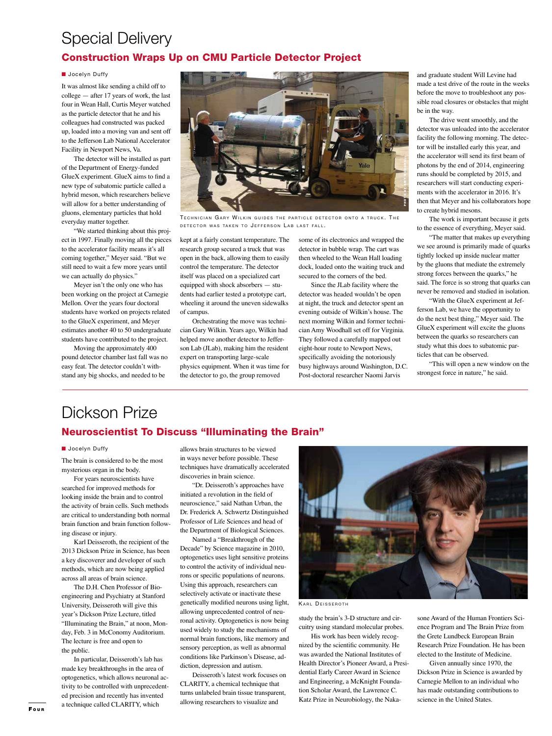# Special Delivery

## Construction Wraps Up on CMU Particle Detector Project

■ Jocelyn Duffy

It was almost like sending a child off to college — after 17 years of work, the last four in Wean Hall, Curtis Meyer watched as the particle detector that he and his colleagues had constructed was packed up, loaded into a moving van and sent off to the Jefferson Lab National Accelerator Facility in Newport News, Va.

The detector will be installed as part of the Department of Energy-funded GlueX experiment. GlueX aims to find a new type of subatomic particle called a hybrid meson, which researchers believe will allow for a better understanding of gluons, elementary particles that hold everyday matter together.

"We started thinking about this project in 1997. Finally moving all the pieces to the accelerator facility means it's all coming together," Meyer said. "But we still need to wait a few more years until we can actually do physics."

Meyer isn't the only one who has been working on the project at Carnegie Mellon. Over the years four doctoral students have worked on projects related to the GlueX experiment, and Meyer estimates another 40 to 50 undergraduate students have contributed to the project.

Moving the approximately 400 pound detector chamber last fall was no easy feat. The detector couldn't withstand any big shocks, and needed to be kept at a fairly constant temperature. The research group secured a truck that was open in the back, allowing them to easily control the temperature. The detector itself was placed on a specialized cart equipped with shock absorbers — students had earlier tested a prototype cart, wheeling it around the uneven sidewalks of campus.

Technician Gary Wilkin guides the particle detector onto a truck. The detector was taken to Jefferson Lab last fall.

Orchestrating the move was technician Gary Wilkin. Years ago, Wilkin had helped move another detector to Jefferson Lab (JLab), making him the resident expert on transporting large-scale physics equipment. When it was time for the detector to go, the group removed some of its electronics and wrapped the detector in bubble wrap. The cart was then wheeled to the Wean Hall loading dock, loaded onto the waiting truck and secured to the corners of the bed.

Since the JLab facility where the detector was headed wouldn't be open at night, the truck and detector spent an evening outside of Wilkin's house. The next morning Wilkin and former technician Amy Woodhall set off for Virginia. They followed a carefully mapped out eight-hour route to Newport News, specifically avoiding the notoriously busy highways around Washington, D.C. Post-doctoral researcher Naomi Jarvis and graduate student Will Levine had made a test drive of the route in the weeks before the move to troubleshoot any possible road closures or obstacles that might be in the way.

The drive went smoothly, and the detector was unloaded into the accelerator facility the following morning. The detector will be installed early this year, and the accelerator will send its first beam of photons by the end of 2014, engineering runs should be completed by 2015, and researchers will start conducting experiments with the accelerator in 2016. It's then that Meyer and his collaborators hope to create hybrid mesons.

The work is important because it gets to the essence of everything, Meyer said.

"The matter that makes up everything we see around is primarily made of quarks tightly locked up inside nuclear matter by the gluons that mediate the extremely strong forces between the quarks," he said. The force is so strong that quarks can never be removed and studied in isolation.

"With the GlueX experiment at Jefferson Lab, we have the opportunity to do the next best thing," Meyer said. The GlueX experiment will excite the gluons between the quarks so researchers can study what this does to subatomic particles that can be observed.

"This will open a new window on the strongest force in nature," he said.

# Dickson Prize

## Neuroscientist To Discuss "Illuminating the Brain"

■ Jocelyn Duffy

The brain is considered to be the most mysterious organ in the body.

For years neuroscientists have searched for improved methods for looking inside the brain and to control the activity of brain cells. Such methods are critical to understanding both normal brain function and brain function following disease or injury.

Karl Deisseroth, the recipient of the 2013 Dickson Prize in Science, has been a key discoverer and developer of such methods, which are now being applied across all areas of brain science.

The D.H. Chen Professor of Bioengineering and Psychiatry at Stanford University, Deisseroth will give this year's Dickson Prize Lecture, titled "Illuminating the Brain," at noon, Monday, Feb. 3 in McConomy Auditorium. The lecture is free and open to the public.

In particular, Deisseroth's lab has made key breakthroughs in the area of optogenetics, which allows neuronal activity to be controlled with unprecedented precision and recently has invented a technique called CLARITY, which allows brain structures to be viewed in ways never before possible. These techniques have dramatically accelerated discoveries in brain science.

"Dr. Deisseroth's approaches have initiated a revolution in the field of neuroscience," said Nathan Urban, the Dr. Frederick A. Schwertz Distinguished Professor of Life Sciences and head of the Department of Biological Sciences.

Named a "Breakthrough of the Decade" by Science magazine in 2010, optogenetics uses light sensitive proteins to control the activity of individual neurons or specific populations of neurons. Using this approach, researchers can selectively activate or inactivate these genetically modified neurons using light, allowing unprecedented control of neuronal activity. Optogenetics is now being used widely to study the mechanisms of normal brain functions, like memory and sensory perception, as well as abnormal conditions like Parkinson's Disease, addiction, depression and autism.

Deisseroth's latest work focuses on CLARITY, a chemical technique that turns unlabeled brain tissue transparent, allowing researchers to visualize and study the brain's 3-D structure and circuitry using standard molecular probes.

Karl Deisseroth

His work has been widely recognized by the scientific community. He was awarded the National Institutes of Health Director's Pioneer Award, a Presidential Early Career Award in Science and Engineering, a McKnight Foundation Scholar Award, the Lawrence C. Katz Prize in Neurobiology, the Nakasone Award of the Human Frontiers Science Program and The Brain Prize from the Grete Lundbeck European Brain Research Prize Foundation. He has been elected to the Institute of Medicine.

Given annually since 1970, the Dickson Prize in Science is awarded by Carnegie Mellon to an individual who has made outstanding contributions to science in the United States.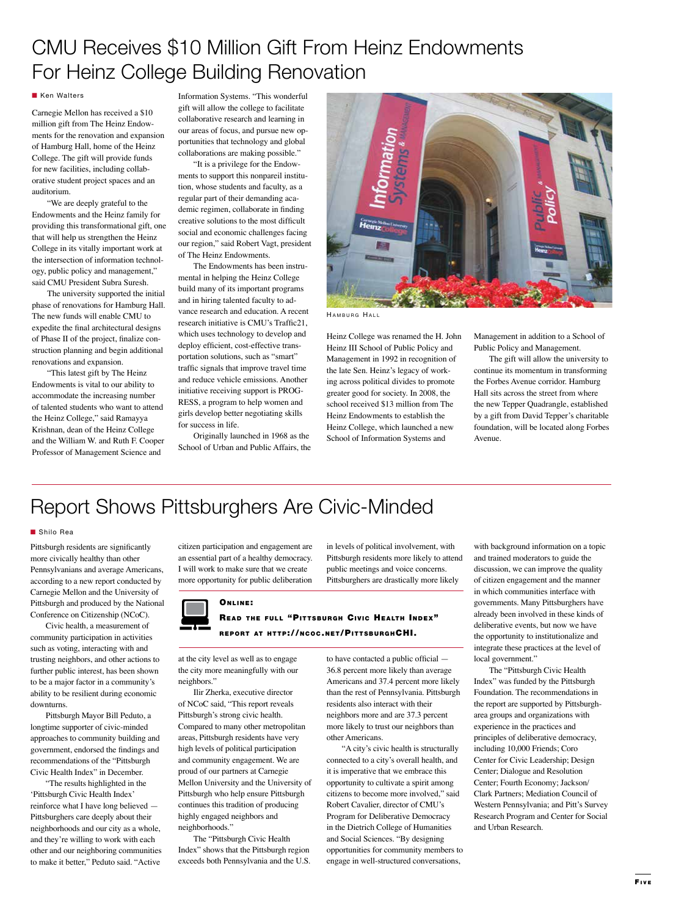# CMU Receives $10 Million Gift From Heinz Endowments For Heinz College Building Renovation

■ Ken Walters

Carnegie Mellon has received a $10 million gift from The Heinz Endowments for the renovation and expansion of Hamburg Hall, home of the Heinz College. The gift will provide funds for new facilities, including collaborative student project spaces and an auditorium.

"We are deeply grateful to the Endowments and the Heinz family for providing this transformational gift, one that will help us strengthen the Heinz College in its vitally important work at the intersection of information technology, public policy and management," said CMU President Subra Suresh.

The university supported the initial phase of renovations for Hamburg Hall. The new funds will enable CMU to expedite the final architectural designs of Phase II of the project, finalize construction planning and begin additional renovations and expansion.

"This latest gift by The Heinz Endowments is vital to our ability to accommodate the increasing number of talented students who want to attend the Heinz College," said Ramayya Krishnan, dean of the Heinz College and the William W. and Ruth F. Cooper Professor of Management Science and Information Systems. "This wonderful gift will allow the college to facilitate collaborative research and learning in our areas of focus, and pursue new opportunities that technology and global collaborations are making possible."

"It is a privilege for the Endowments to support this nonpareil institution, whose students and faculty, as a regular part of their demanding academic regimen, collaborate in finding creative solutions to the most difficult social and economic challenges facing our region," said Robert Vagt, president of The Heinz Endowments.

The Endowments has been instrumental in helping the Heinz College build many of its important programs and in hiring talented faculty to advance research and education. A recent research initiative is CMU's Traffic21, which uses technology to develop and deploy efficient, cost-effective transportation solutions, such as "smart" traffic signals that improve travel time and reduce vehicle emissions. Another initiative receiving support is PROGRESS, a program to help women and girls develop better negotiating skills for success in life.

Originally launched in 1968 as the School of Urban and Public Affairs, the Heinz College was renamed the H. John Heinz III School of Public Policy and Management in 1992 in recognition of the late Sen. Heinz's legacy of working across political divides to promote greater good for society. In 2008, the school received $13 million from The Heinz Endowments to establish the Heinz College, which launched a new School of Information Systems and Management in addition to a School of Public Policy and Management.

The gift will allow the university to continue its momentum in transforming the Forbes Avenue corridor. Hamburg Hall sits across the street from where the new Tepper Quadrangle, established by a gift from David Tepper's charitable foundation, will be located along Forbes Avenue.

HAMBURG HALL

# Report Shows Pittsburghers Are Civic-Minded

■ Shilo Rea

Pittsburgh residents are significantly more civically healthy than other Pennsylvanians and average Americans, according to a new report conducted by Carnegie Mellon and the University of Pittsburgh and produced by the National Conference on Citizenship (NCoC).

Civic health, a measurement of community participation in activities such as voting, interacting with and trusting neighbors, and other actions to further public interest, has been shown to be a major factor in a community's ability to be resilient during economic downturns.

Pittsburgh Mayor Bill Peduto, a longtime supporter of civic-minded approaches to community building and government, endorsed the findings and recommendations of the "Pittsburgh Civic Health Index" in December.

"The results highlighted in the 'Pittsburgh Civic Health Index' reinforce what I have long believed — Pittsburghers care deeply about their neighborhoods and our city as a whole, and they're willing to work with each other and our neighboring communities to make it better," Peduto said. "Active citizen participation and engagement are an essential part of a healthy democracy. I will work to make sure that we create more opportunity for public deliberation at the city level as well as to engage the city more meaningfully with our neighbors."

Ilir Zherka, executive director of NCoC said, "This report reveals Pittsburgh's strong civic health. Compared to many other metropolitan areas, Pittsburgh residents have very high levels of political participation and community engagement. We are proud of our partners at Carnegie Mellon University and the University of Pittsburgh who help ensure Pittsburgh continues this tradition of producing highly engaged neighbors and neighborhoods."

The "Pittsburgh Civic Health Index" shows that the Pittsburgh region exceeds both Pennsylvania and the U.S. in levels of political involvement, with Pittsburgh residents more likely to attend public meetings and voice concerns. Pittsburghers are drastically more likely to have contacted a public official — 36.8 percent more likely than average Americans and 37.4 percent more likely than the rest of Pennsylvania. Pittsburgh residents also interact with their neighbors more and are 37.3 percent more likely to trust our neighbors than other Americans.

**ONLINE:**

**READ THE FULL "PITTSBURGH CIVIC HEALTH INDEX" REPORT AT HTTP://NCOC.NET/PITTSBURGHCHI.**

"A city's civic health is structurally connected to a city's overall health, and it is imperative that we embrace this opportunity to cultivate a spirit among citizens to become more involved," said Robert Cavalier, director of CMU's Program for Deliberative Democracy in the Dietrich College of Humanities and Social Sciences. "By designing opportunities for community members to engage in well-structured conversations, with background information on a topic and trained moderators to guide the discussion, we can improve the quality of citizen engagement and the manner in which communities interface with governments. Many Pittsburghers have already been involved in these kinds of deliberative events, but now we have the opportunity to institutionalize and integrate these practices at the level of local government."

The "Pittsburgh Civic Health Index" was funded by the Pittsburgh Foundation. The recommendations in the report are supported by Pittsburgh-area groups and organizations with experience in the practices and principles of deliberative democracy, including 10,000 Friends; Coro Center for Civic Leadership; Design Center; Dialogue and Resolution Center; Fourth Economy; Jackson/Clark Partners; Mediation Council of Western Pennsylvania; and Pitt's Survey Research Program and Center for Social and Urban Research.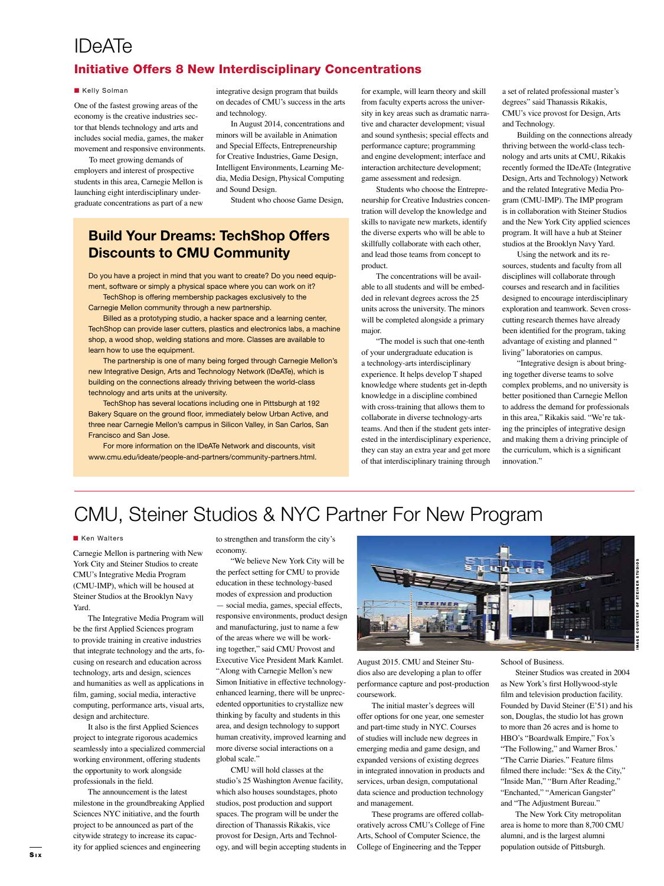# IDeATe

## Initiative Offers 8 New Interdisciplinary Concentrations

■ Kelly Solman

One of the fastest growing areas of the economy is the creative industries sector that blends technology and arts and includes social media, games, the maker movement and responsive environments.

To meet growing demands of employers and interest of prospective students in this area, Carnegie Mellon is launching eight interdisciplinary undergraduate concentrations as part of a new integrative design program that builds on decades of CMU's success in the arts and technology.

In August 2014, concentrations and minors will be available in Animation and Special Effects, Entrepreneurship for Creative Industries, Game Design, Intelligent Environments, Learning Media, Media Design, Physical Computing and Sound Design.

Student who choose Game Design, for example, will learn theory and skill from faculty experts across the university in key areas such as dramatic narrative and character development; visual and sound synthesis; special effects and performance capture; programming and engine development; interface and interaction architecture development; game assessment and redesign.

Students who choose the Entrepreneurship for Creative Industries concentration will develop the knowledge and skills to navigate new markets, identify the diverse experts who will be able to skillfully collaborate with each other, and lead those teams from concept to product.

The concentrations will be available to all students and will be embedded in relevant degrees across the 25 units across the university. The minors will be completed alongside a primary major.

"The model is such that one-tenth of your undergraduate education is a technology-arts interdisciplinary experience. It helps develop T shaped knowledge where students get in-depth knowledge in a discipline combined with cross-training that allows them to collaborate in diverse technology-arts teams. And then if the student gets interested in the interdisciplinary experience, they can stay an extra year and get more of that interdisciplinary training through a set of related professional master's degrees" said Thanassis Rikakis, CMU's vice provost for Design, Arts and Technology.

Building on the connections already thriving between the world-class technology and arts units at CMU, Rikakis recently formed the IDeATe (Integrative Design, Arts and Technology) Network and the related Integrative Media Program (CMU-IMP). The IMP program is in collaboration with Steiner Studios and the New York City applied sciences program. It will have a hub at Steiner studios at the Brooklyn Navy Yard.

Using the network and its resources, students and faculty from all disciplines will collaborate through courses and research and in facilities designed to encourage interdisciplinary exploration and teamwork. Seven cross-cutting research themes have already been identified for the program, taking advantage of existing and planned " living" laboratories on campus.

"Integrative design is about bringing together diverse teams to solve complex problems, and no university is better positioned than Carnegie Mellon to address the demand for professionals in this area," Rikakis said. "We're taking the principles of integrative design and making them a driving principle of the curriculum, which is a significant innovation."

### Build Your Dreams: TechShop Offers Discounts to CMU Community

Do you have a project in mind that you want to create? Do you need equipment, software or simply a physical space where you can work on it?

TechShop is offering membership packages exclusively to the Carnegie Mellon community through a new partnership.

Billed as a prototyping studio, a hacker space and a learning center, TechShop can provide laser cutters, plastics and electronics labs, a machine shop, a wood shop, welding stations and more. Classes are available to learn how to use the equipment.

The partnership is one of many being forged through Carnegie Mellon's new Integrative Design, Arts and Technology Network (IDeATe), which is building on the connections already thriving between the world-class technology and arts units at the university.

TechShop has several locations including one in Pittsburgh at 192 Bakery Square on the ground floor, immediately below Urban Active, and three near Carnegie Mellon's campus in Silicon Valley, in San Carlos, San Francisco and San Jose.

For more information on the IDeATe Network and discounts, visit www.cmu.edu/ideate/people-and-partners/community-partners.html.

---

# CMU, Steiner Studios & NYC Partner For New Program

■ Ken Walters

Carnegie Mellon is partnering with New York City and Steiner Studios to create CMU's Integrative Media Program (CMU-IMP), which will be housed at Steiner Studios at the Brooklyn Navy Yard.

The Integrative Media Program will be the first Applied Sciences program to provide training in creative industries that integrate technology and the arts, focusing on research and education across technology, arts and design, sciences and humanities as well as applications in film, gaming, social media, interactive computing, performance arts, visual arts, design and architecture.

It also is the first Applied Sciences project to integrate rigorous academics seamlessly into a specialized commercial working environment, offering students the opportunity to work alongside professionals in the field.

The announcement is the latest milestone in the groundbreaking Applied Sciences NYC initiative, and the fourth project to be announced as part of the citywide strategy to increase its capacity for applied sciences and engineering to strengthen and transform the city's economy.

"We believe New York City will be the perfect setting for CMU to provide education in these technology-based modes of expression and production — social media, games, special effects, responsive environments, product design and manufacturing, just to name a few of the areas where we will be working together," said CMU Provost and Executive Vice President Mark Kamlet. "Along with Carnegie Mellon's new Simon Initiative in effective technology-enhanced learning, there will be unprecedented opportunities to crystallize new thinking by faculty and students in this area, and design technology to support human creativity, improved learning and more diverse social interactions on a global scale."

CMU will hold classes at the studio's 25 Washington Avenue facility, which also houses soundstages, photo studios, post production and support spaces. The program will be under the direction of Thanassis Rikakis, vice provost for Design, Arts and Technology, and will begin accepting students in August 2015. CMU and Steiner Studios also are developing a plan to offer performance capture and post-production coursework.

IMAGE COURTESY OF STEINER STUDIOS

The initial master's degrees will offer options for one year, one semester and part-time study in NYC. Courses of studies will include new degrees in emerging media and game design, and expanded versions of existing degrees in integrated innovation in products and services, urban design, computational data science and production technology and management.

These programs are offered collaboratively across CMU's College of Fine Arts, School of Computer Science, the College of Engineering and the Tepper School of Business.

Steiner Studios was created in 2004 as New York's first Hollywood-style film and television production facility. Founded by David Steiner (E'51) and his son, Douglas, the studio lot has grown to more than 26 acres and is home to HBO's "Boardwalk Empire," Fox's "The Following," and Warner Bros.' "The Carrie Diaries." Feature films filmed there include: "Sex & the City," "Inside Man," "Burn After Reading," "Enchanted," "American Gangster" and "The Adjustment Bureau."

The New York City metropolitan area is home to more than 8,700 CMU alumni, and is the largest alumni population outside of Pittsburgh.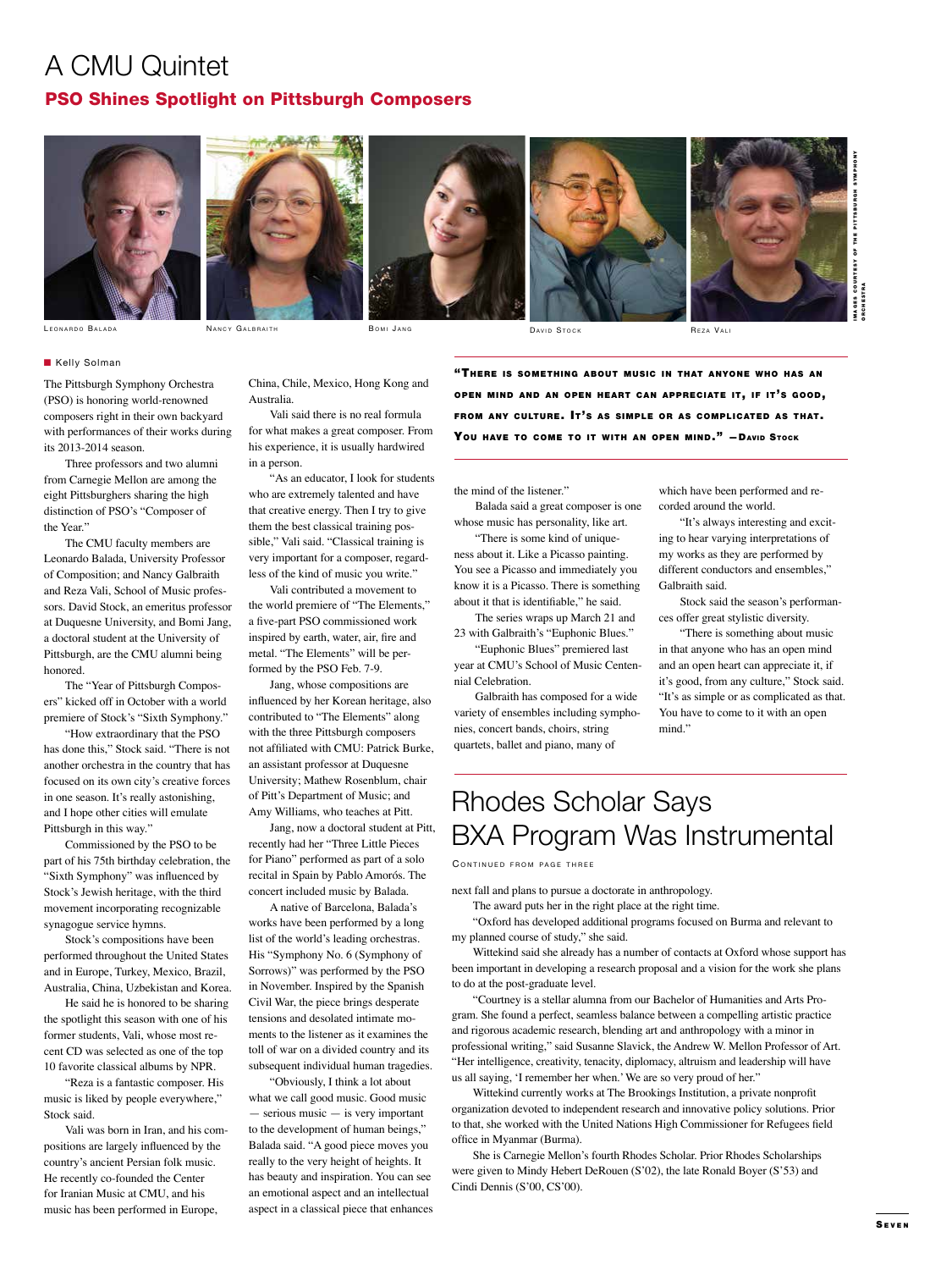# A CMU Quintet

## PSO Shines Spotlight on Pittsburgh Composers

Leonardo Balada — Nancy Galbraith — Bomi Jang — David Stock — Reza Vali

Images courtesy of the Pittsburgh Symphony Orchestra

Kelly Solman

The Pittsburgh Symphony Orchestra (PSO) is honoring world-renowned composers right in their own backyard with performances of their works during its 2013-2014 season.

Three professors and two alumni from Carnegie Mellon are among the eight Pittsburghers sharing the high distinction of PSO's "Composer of the Year."

The CMU faculty members are Leonardo Balada, University Professor of Composition; and Nancy Galbraith and Reza Vali, School of Music professors. David Stock, an emeritus professor at Duquesne University, and Bomi Jang, a doctoral student at the University of Pittsburgh, are the CMU alumni being honored.

The "Year of Pittsburgh Composers" kicked off in October with a world premiere of Stock's "Sixth Symphony."

"How extraordinary that the PSO has done this," Stock said. "There is not another orchestra in the country that has focused on its own city's creative forces in one season. It's really astonishing, and I hope other cities will emulate Pittsburgh in this way."

Commissioned by the PSO to be part of his 75th birthday celebration, the "Sixth Symphony" was influenced by Stock's Jewish heritage, with the third movement incorporating recognizable synagogue service hymns.

Stock's compositions have been performed throughout the United States and in Europe, Turkey, Mexico, Brazil, Australia, China, Uzbekistan and Korea.

He said he is honored to be sharing the spotlight this season with one of his former students, Vali, whose most recent CD was selected as one of the top 10 favorite classical albums by NPR.

"Reza is a fantastic composer. His music is liked by people everywhere," Stock said.

Vali was born in Iran, and his compositions are largely influenced by the country's ancient Persian folk music. He recently co-founded the Center for Iranian Music at CMU, and his music has been performed in Europe, China, Chile, Mexico, Hong Kong and Australia.

Vali said there is no real formula for what makes a great composer. From his experience, it is usually hardwired in a person.

"As an educator, I look for students who are extremely talented and have that creative energy. Then I try to give them the best classical training possible," Vali said. "Classical training is very important for a composer, regardless of the kind of music you write."

Vali contributed a movement to the world premiere of "The Elements," a five-part PSO commissioned work inspired by earth, water, air, fire and metal. "The Elements" will be performed by the PSO Feb. 7-9.

Jang, whose compositions are influenced by her Korean heritage, also contributed to "The Elements" along with the three Pittsburgh composers not affiliated with CMU: Patrick Burke, an assistant professor at Duquesne University; Mathew Rosenblum, chair of Pitt's Department of Music; and Amy Williams, who teaches at Pitt.

Jang, now a doctoral student at Pitt, recently had her "Three Little Pieces for Piano" performed as part of a solo recital in Spain by Pablo Amorós. The concert included music by Balada.

A native of Barcelona, Balada's works have been performed by a long list of the world's leading orchestras. His "Symphony No. 6 (Symphony of Sorrows)" was performed by the PSO in November. Inspired by the Spanish Civil War, the piece brings desperate tensions and desolated intimate moments to the listener as it examines the toll of war on a divided country and its subsequent individual human tragedies.

"Obviously, I think a lot about what we call good music. Good music — serious music — is very important to the development of human beings," Balada said. "A good piece moves you really to the very height of heights. It has beauty and inspiration. You can see an emotional aspect and an intellectual aspect in a classical piece that enhances the mind of the listener."

> **"There is something about music in that anyone who has an open mind and an open heart can appreciate it, if it's good, from any culture. It's as simple or as complicated as that. You have to come to it with an open mind." —David Stock**

Balada said a great composer is one whose music has personality, like art.

"There is some kind of uniqueness about it. Like a Picasso painting. You see a Picasso and immediately you know it is a Picasso. There is something about it that is identifiable," he said.

The series wraps up March 21 and 23 with Galbraith's "Euphonic Blues."

"Euphonic Blues" premiered last year at CMU's School of Music Centennial Celebration.

Galbraith has composed for a wide variety of ensembles including symphonies, concert bands, choirs, string quartets, ballet and piano, many of which have been performed and recorded around the world.

"It's always interesting and exciting to hear varying interpretations of my works as they are performed by different conductors and ensembles," Galbraith said.

Stock said the season's performances offer great stylistic diversity.

"There is something about music in that anyone who has an open mind and an open heart can appreciate it, if it's good, from any culture," Stock said. "It's as simple or as complicated as that. You have to come to it with an open mind."

# Rhodes Scholar Says BXA Program Was Instrumental

Continued from page three

next fall and plans to pursue a doctorate in anthropology.

The award puts her in the right place at the right time.

"Oxford has developed additional programs focused on Burma and relevant to my planned course of study," she said.

Wittekind said she already has a number of contacts at Oxford whose support has been important in developing a research proposal and a vision for the work she plans to do at the post-graduate level.

"Courtney is a stellar alumna from our Bachelor of Humanities and Arts Program. She found a perfect, seamless balance between a compelling artistic practice and rigorous academic research, blending art and anthropology with a minor in professional writing," said Susanne Slavick, the Andrew W. Mellon Professor of Art. "Her intelligence, creativity, tenacity, diplomacy, altruism and leadership will have us all saying, 'I remember her when.' We are so very proud of her."

Wittekind currently works at The Brookings Institution, a private nonprofit organization devoted to independent research and innovative policy solutions. Prior to that, she worked with the United Nations High Commissioner for Refugees field office in Myanmar (Burma).

She is Carnegie Mellon's fourth Rhodes Scholar. Prior Rhodes Scholarships were given to Mindy Hebert DeRouen (S'02), the late Ronald Boyer (S'53) and Cindi Dennis (S'00, CS'00).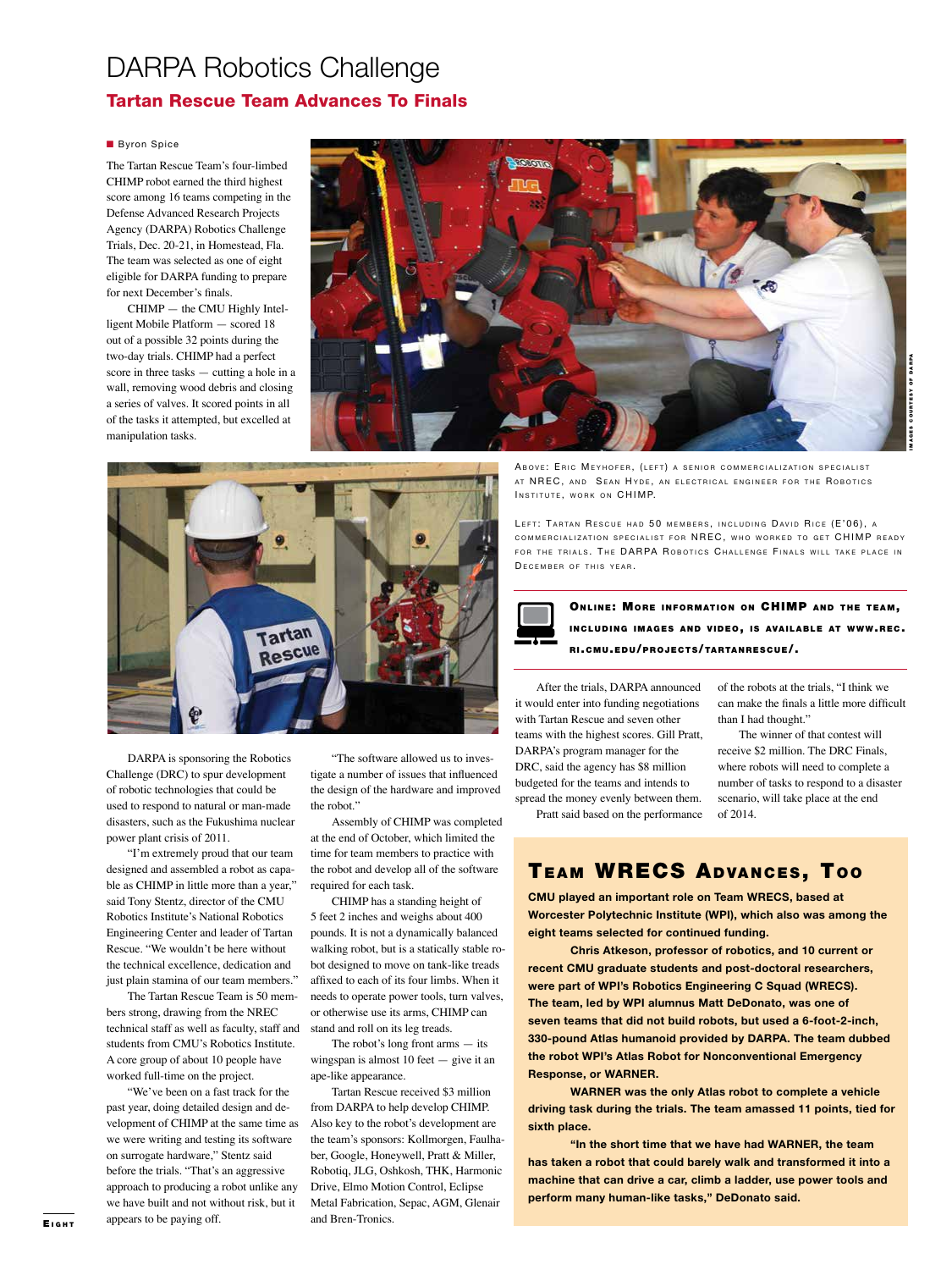# DARPA Robotics Challenge

## Tartan Rescue Team Advances To Finals

Byron Spice

The Tartan Rescue Team's four-limbed CHIMP robot earned the third highest score among 16 teams competing in the Defense Advanced Research Projects Agency (DARPA) Robotics Challenge Trials, Dec. 20-21, in Homestead, Fla. The team was selected as one of eight eligible for DARPA funding to prepare for next December's finals.

CHIMP — the CMU Highly Intelligent Mobile Platform — scored 18 out of a possible 32 points during the two-day trials. CHIMP had a perfect score in three tasks — cutting a hole in a wall, removing wood debris and closing a series of valves. It scored points in all of the tasks it attempted, but excelled at manipulation tasks.

DARPA is sponsoring the Robotics Challenge (DRC) to spur development of robotic technologies that could be used to respond to natural or man-made disasters, such as the Fukushima nuclear power plant crisis of 2011.

"I'm extremely proud that our team designed and assembled a robot as capable as CHIMP in little more than a year," said Tony Stentz, director of the CMU Robotics Institute's National Robotics Engineering Center and leader of Tartan Rescue. "We wouldn't be here without the technical excellence, dedication and just plain stamina of our team members."

The Tartan Rescue Team is 50 members strong, drawing from the NREC technical staff as well as faculty, staff and students from CMU's Robotics Institute. A core group of about 10 people have worked full-time on the project.

"We've been on a fast track for the past year, doing detailed design and development of CHIMP at the same time as we were writing and testing its software on surrogate hardware," Stentz said before the trials. "That's an aggressive approach to producing a robot unlike any we have built and not without risk, but it appears to be paying off.

"The software allowed us to investigate a number of issues that influenced the design of the hardware and improved the robot."

Assembly of CHIMP was completed at the end of October, which limited the time for team members to practice with the robot and develop all of the software required for each task.

CHIMP has a standing height of 5 feet 2 inches and weighs about 400 pounds. It is not a dynamically balanced walking robot, but is a statically stable robot designed to move on tank-like treads affixed to each of its four limbs. When it needs to operate power tools, turn valves, or otherwise use its arms, CHIMP can stand and roll on its leg treads.

The robot's long front arms — its wingspan is almost 10 feet — give it an ape-like appearance.

Tartan Rescue received $3 million from DARPA to help develop CHIMP. Also key to the project's development are the team's sponsors: Kollmorgen, Faulhaber, Google, Honeywell, Pratt & Miller, Robotiq, JLG, Oshkosh, THK, Harmonic Drive, Elmo Motion Control, Eclipse Metal Fabrication, Sepac, AGM, Glenair and Bren-Tronics.

Above: Eric Meyhofer, (left) a senior commercialization specialist at NREC, and Sean Hyde, an electrical engineer for the Robotics Institute, work on CHIMP.

Left: Tartan Rescue had 50 members, including David Rice (E'06), a commercialization specialist for NREC, who worked to get CHIMP ready for the trials. The DARPA Robotics Challenge Finals will take place in December of this year.

Images courtesy of DARPA

**Online: More information on CHIMP and the team, including images and video, is available at www.rec.ri.cmu.edu/projects/tartanrescue/.**

After the trials, DARPA announced it would enter into funding negotiations with Tartan Rescue and seven other teams with the highest scores. Gill Pratt, DARPA's program manager for the DRC, said the agency has $8 million budgeted for the teams and intends to spread the money evenly between them.

Pratt said based on the performance of the robots at the trials, "I think we can make the finals a little more difficult than I had thought."

The winner of that contest will receive $2 million. The DRC Finals, where robots will need to complete a number of tasks to respond to a disaster scenario, will take place at the end of 2014.

## Team WRECS Advances, Too

**CMU played an important role on Team WRECS, based at Worcester Polytechnic Institute (WPI), which also was among the eight teams selected for continued funding.**

**Chris Atkeson, professor of robotics, and 10 current or recent CMU graduate students and post-doctoral researchers, were part of WPI's Robotics Engineering C Squad (WRECS). The team, led by WPI alumnus Matt DeDonato, was one of seven teams that did not build robots, but used a 6-foot-2-inch, 330-pound Atlas humanoid provided by DARPA. The team dubbed the robot WPI's Atlas Robot for Nonconventional Emergency Response, or WARNER.**

**WARNER was the only Atlas robot to complete a vehicle driving task during the trials. The team amassed 11 points, tied for sixth place.**

**"In the short time that we have had WARNER, the team has taken a robot that could barely walk and transformed it into a machine that can drive a car, climb a ladder, use power tools and perform many human-like tasks," DeDonato said.**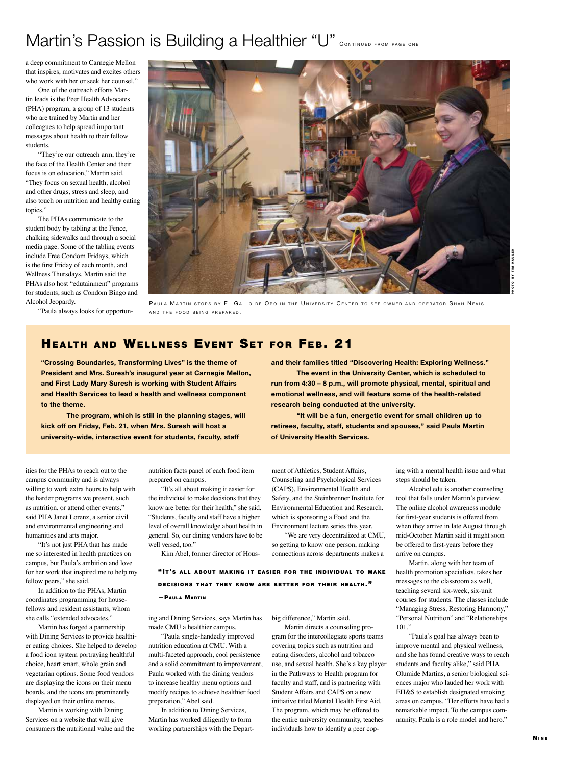# Martin's Passion is Building a Healthier "U" CONTINUED FROM PAGE ONE

a deep commitment to Carnegie Mellon that inspires, motivates and excites others who work with her or seek her counsel."

One of the outreach efforts Martin leads is the Peer Health Advocates (PHA) program, a group of 13 students who are trained by Martin and her colleagues to help spread important messages about health to their fellow students.

"They're our outreach arm, they're the face of the Health Center and their focus is on education," Martin said. "They focus on sexual health, alcohol and other drugs, stress and sleep, and also touch on nutrition and healthy eating topics."

The PHAs communicate to the student body by tabling at the Fence, chalking sidewalks and through a social media page. Some of the tabling events include Free Condom Fridays, which is the first Friday of each month, and Wellness Thursdays. Martin said the PHAs also host "edutainment" programs for students, such as Condom Bingo and Alcohol Jeopardy.

"Paula always looks for opportunities for the PHAs to reach out to the campus community and is always willing to work extra hours to help with the harder programs we present, such as nutrition, or attend other events," said PHA Janet Lorenz, a senior civil and environmental engineering and humanities and arts major.

"It's not just PHA that has made me so interested in health practices on campus, but Paula's ambition and love for her work that inspired me to help my fellow peers," she said.

In addition to the PHAs, Martin coordinates programming for housefellows and resident assistants, whom she calls "extended advocates."

Martin has forged a partnership with Dining Services to provide healthier eating choices. She helped to develop a food icon system portraying healthful choice, heart smart, whole grain and vegetarian options. Some food vendors are displaying the icons on their menu boards, and the icons are prominently displayed on their online menus.

Martin is working with Dining Services on a website that will give consumers the nutritional value and the nutrition facts panel of each food item prepared on campus.

"It's all about making it easier for the individual to make decisions that they know are better for their health," she said. "Students, faculty and staff have a higher level of overall knowledge about health in general. So, our dining vendors have to be well versed, too."

Kim Abel, former director of Housing and Dining Services, says Martin has made CMU a healthier campus.

"Paula single-handedly improved nutrition education at CMU. With a multi-faceted approach, cool persistence and a solid commitment to improvement, Paula worked with the dining vendors to increase healthy menu options and modify recipes to achieve healthier food preparation," Abel said.

In addition to Dining Services, Martin has worked diligently to form working partnerships with the Department of Athletics, Student Affairs, Counseling and Psychological Services (CAPS), Environmental Health and Safety, and the Steinbrenner Institute for Environmental Education and Research, which is sponsoring a Food and the Environment lecture series this year.

"We are very decentralized at CMU, so getting to know one person, making connections across departments makes a big difference," Martin said.

> **"It's all about making it easier for the individual to make decisions that they know are better for their health."**
> —Paula Martin

Martin directs a counseling program for the intercollegiate sports teams covering topics such as nutrition and eating disorders, alcohol and tobacco use, and sexual health. She's a key player in the Pathways to Health program for faculty and staff, and is partnering with Student Affairs and CAPS on a new initiative titled Mental Health First Aid. The program, which may be offered to the entire university community, teaches individuals how to identify a peer coping with a mental health issue and what steps should be taken.

Alcohol.edu is another counseling tool that falls under Martin's purview. The online alcohol awareness module for first-year students is offered from when they arrive in late August through mid-October. Martin said it might soon be offered to first-years before they arrive on campus.

Martin, along with her team of health promotion specialists, takes her messages to the classroom as well, teaching several six-week, six-unit courses for students. The classes include "Managing Stress, Restoring Harmony," "Personal Nutrition" and "Relationships 101."

"Paula's goal has always been to improve mental and physical wellness, and she has found creative ways to reach students and faculty alike," said PHA Olumide Martins, a senior biological sciences major who lauded her work with EH&S to establish designated smoking areas on campus. "Her efforts have had a remarkable impact. To the campus community, Paula is a role model and hero."

PAULA MARTIN STOPS BY EL GALLO DE ORO IN THE UNIVERSITY CENTER TO SEE OWNER AND OPERATOR SHAH NEVISI AND THE FOOD BEING PREPARED.

PHOTO BY TIM KAULEN

## Health and Wellness Event Set for Feb. 21

**"Crossing Boundaries, Transforming Lives" is the theme of President and Mrs. Suresh's inaugural year at Carnegie Mellon, and First Lady Mary Suresh is working with Student Affairs and Health Services to lead a health and wellness component to the theme.**

**The program, which is still in the planning stages, will kick off on Friday, Feb. 21, when Mrs. Suresh will host a university-wide, interactive event for students, faculty, staff and their families titled "Discovering Health: Exploring Wellness."**

**The event in the University Center, which is scheduled to run from 4:30 – 8 p.m., will promote physical, mental, spiritual and emotional wellness, and will feature some of the health-related research being conducted at the university.**

**"It will be a fun, energetic event for small children up to retirees, faculty, staff, students and spouses," said Paula Martin of University Health Services.**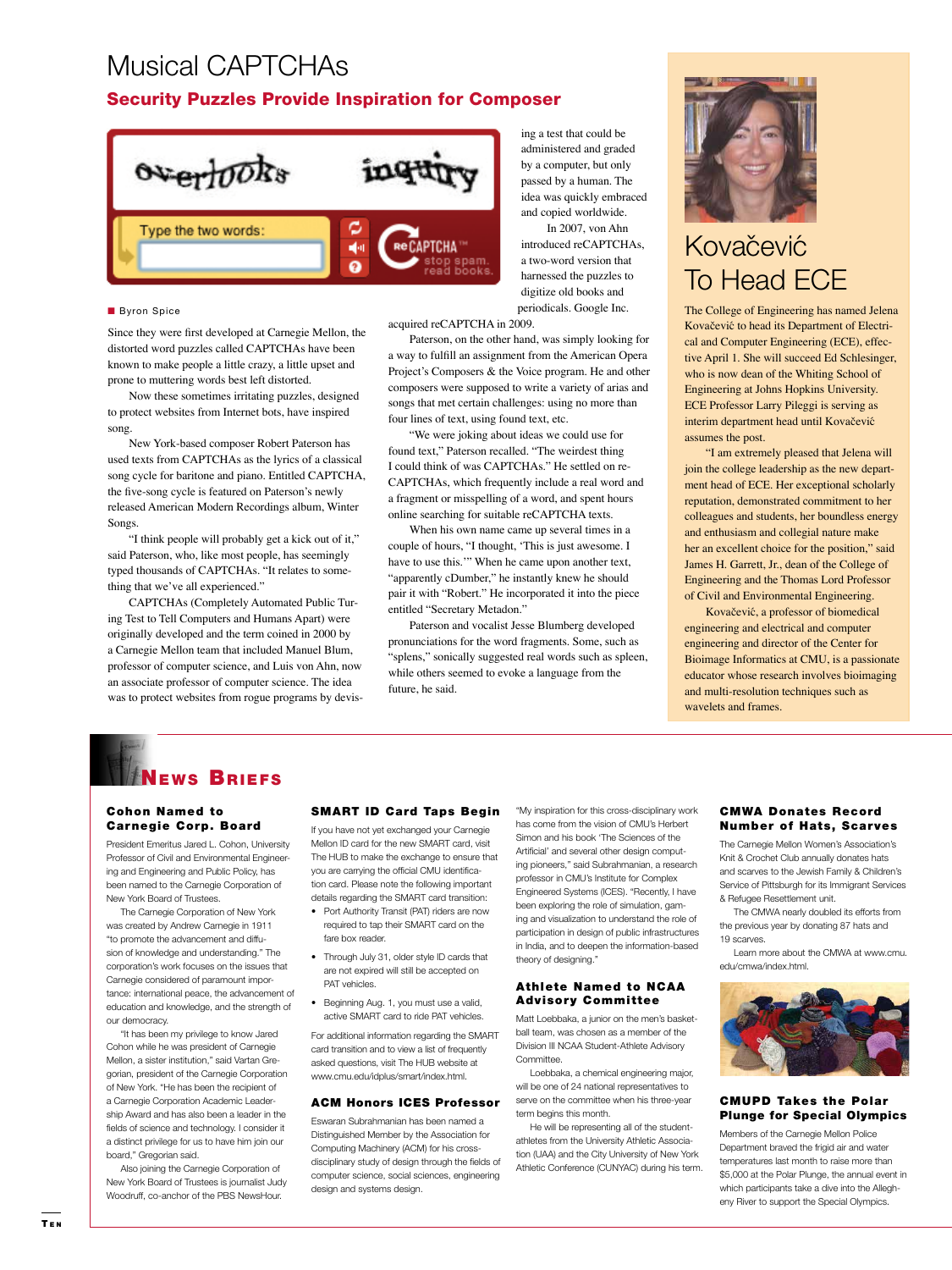# Musical CAPTCHAs

## Security Puzzles Provide Inspiration for Composer

■ Byron Spice

Since they were first developed at Carnegie Mellon, the distorted word puzzles called CAPTCHAs have been known to make people a little crazy, a little upset and prone to muttering words best left distorted.

Now these sometimes irritating puzzles, designed to protect websites from Internet bots, have inspired song.

New York-based composer Robert Paterson has used texts from CAPTCHAs as the lyrics of a classical song cycle for baritone and piano. Entitled CAPTCHA, the five-song cycle is featured on Paterson's newly released American Modern Recordings album, Winter Songs.

"I think people will probably get a kick out of it," said Paterson, who, like most people, has seemingly typed thousands of CAPTCHAs. "It relates to something that we've all experienced."

CAPTCHAs (Completely Automated Public Turing Test to Tell Computers and Humans Apart) were originally developed and the term coined in 2000 by a Carnegie Mellon team that included Manuel Blum, professor of computer science, and Luis von Ahn, now an associate professor of computer science. The idea was to protect websites from rogue programs by devising a test that could be administered and graded by a computer, but only passed by a human. The idea was quickly embraced and copied worldwide.

In 2007, von Ahn introduced reCAPTCHAs, a two-word version that harnessed the puzzles to digitize old books and periodicals. Google Inc. acquired reCAPTCHA in 2009.

Paterson, on the other hand, was simply looking for a way to fulfill an assignment from the American Opera Project's Composers & the Voice program. He and other composers were supposed to write a variety of arias and songs that met certain challenges: using no more than four lines of text, using found text, etc.

"We were joking about ideas we could use for found text," Paterson recalled. "The weirdest thing I could think of was CAPTCHAs." He settled on reCAPTCHAs, which frequently include a real word and a fragment or misspelling of a word, and spent hours online searching for suitable reCAPTCHA texts.

When his own name came up several times in a couple of hours, "I thought, 'This is just awesome. I have to use this.'" When he came upon another text, "apparently cDumber," he instantly knew he should pair it with "Robert." He incorporated it into the piece entitled "Secretary Metadon."

Paterson and vocalist Jesse Blumberg developed pronunciations for the word fragments. Some, such as "splens," sonically suggested real words such as spleen, while others seemed to evoke a language from the future, he said.

# Kovačević To Head ECE

The College of Engineering has named Jelena Kovačević to head its Department of Electrical and Computer Engineering (ECE), effective April 1. She will succeed Ed Schlesinger, who is now dean of the Whiting School of Engineering at Johns Hopkins University. ECE Professor Larry Pileggi is serving as interim department head until Kovačević assumes the post.

"I am extremely pleased that Jelena will join the college leadership as the new department head of ECE. Her exceptional scholarly reputation, demonstrated commitment to her colleagues and students, her boundless energy and enthusiasm and collegial nature make her an excellent choice for the position," said James H. Garrett, Jr., dean of the College of Engineering and the Thomas Lord Professor of Civil and Environmental Engineering.

Kovačević, a professor of biomedical engineering and electrical and computer engineering and director of the Center for Bioimage Informatics at CMU, is a passionate educator whose research involves bioimaging and multi-resolution techniques such as wavelets and frames.

# News Briefs

### Cohon Named to Carnegie Corp. Board

President Emeritus Jared L. Cohon, University Professor of Civil and Environmental Engineering and Engineering and Public Policy, has been named to the Carnegie Corporation of New York Board of Trustees.

The Carnegie Corporation of New York was created by Andrew Carnegie in 1911 "to promote the advancement and diffusion of knowledge and understanding." The corporation's work focuses on the issues that Carnegie considered of paramount importance: international peace, the advancement of education and knowledge, and the strength of our democracy.

"It has been my privilege to know Jared Cohon while he was president of Carnegie Mellon, a sister institution," said Vartan Gregorian, president of the Carnegie Corporation of New York. "He has been the recipient of a Carnegie Corporation Academic Leadership Award and has also been a leader in the fields of science and technology. I consider it a distinct privilege for us to have him join our board," Gregorian said.

Also joining the Carnegie Corporation of New York Board of Trustees is journalist Judy Woodruff, co-anchor of the PBS NewsHour.

### SMART ID Card Taps Begin

If you have not yet exchanged your Carnegie Mellon ID card for the new SMART card, visit The HUB to make the exchange to ensure that you are carrying the official CMU identification card. Please note the following important details regarding the SMART card transition:

- Port Authority Transit (PAT) riders are now required to tap their SMART card on the fare box reader.
- Through July 31, older style ID cards that are not expired will still be accepted on PAT vehicles.
- Beginning Aug. 1, you must use a valid, active SMART card to ride PAT vehicles.

For additional information regarding the SMART card transition and to view a list of frequently asked questions, visit The HUB website at www.cmu.edu/idplus/smart/index.html.

### ACM Honors ICES Professor

Eswaran Subrahmanian has been named a Distinguished Member by the Association for Computing Machinery (ACM) for his cross-disciplinary study of design through the fields of computer science, social sciences, engineering design and systems design.

"My inspiration for this cross-disciplinary work has come from the vision of CMU's Herbert Simon and his book 'The Sciences of the Artificial' and several other design computing pioneers," said Subrahmanian, a research professor in CMU's Institute for Complex Engineered Systems (ICES). "Recently, I have been exploring the role of simulation, gaming and visualization to understand the role of participation in design of public infrastructures in India, and to deepen the information-based theory of designing."

### Athlete Named to NCAA Advisory Committee

Matt Loebbaka, a junior on the men's basketball team, was chosen as a member of the Division III NCAA Student-Athlete Advisory Committee.

Loebbaka, a chemical engineering major, will be one of 24 national representatives to serve on the committee when his three-year term begins this month.

He will be representing all of the student-athletes from the University Athletic Association (UAA) and the City University of New York Athletic Conference (CUNYAC) during his term.

### CMWA Donates Record Number of Hats, Scarves

The Carnegie Mellon Women's Association's Knit & Crochet Club annually donates hats and scarves to the Jewish Family & Children's Service of Pittsburgh for its Immigrant Services & Refugee Resettlement unit.

The CMWA nearly doubled its efforts from the previous year by donating 87 hats and 19 scarves.

Learn more about the CMWA at www.cmu.edu/cmwa/index.html.

### CMUPD Takes the Polar Plunge for Special Olympics

Members of the Carnegie Mellon Police Department braved the frigid air and water temperatures last month to raise more than $5,000 at the Polar Plunge, the annual event in which participants take a dive into the Allegheny River to support the Special Olympics.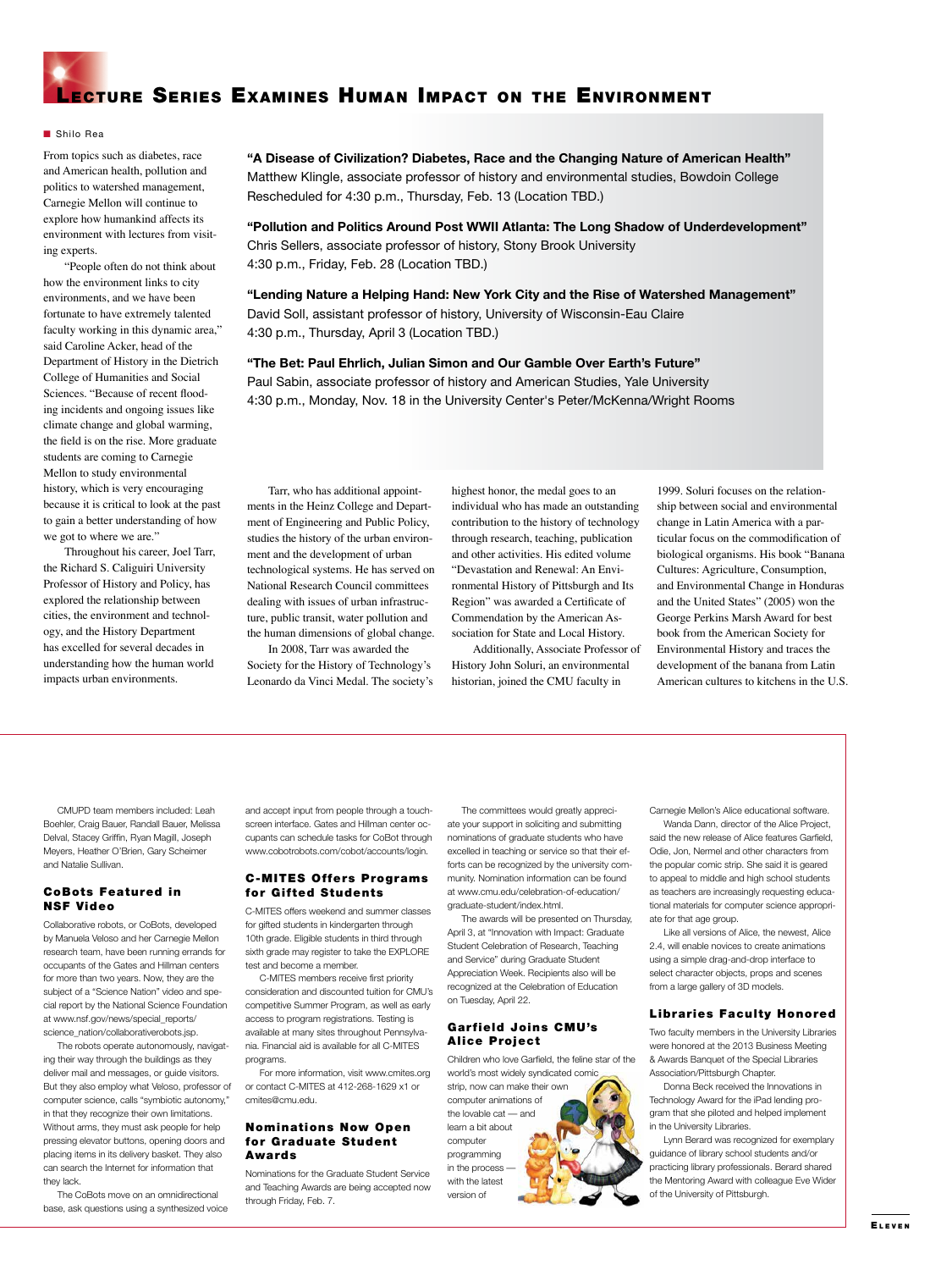# Lecture Series Examines Human Impact on the Environment

Shilo Rea

From topics such as diabetes, race and American health, pollution and politics to watershed management, Carnegie Mellon will continue to explore how humankind affects its environment with lectures from visiting experts.

"People often do not think about how the environment links to city environments, and we have been fortunate to have extremely talented faculty working in this dynamic area," said Caroline Acker, head of the Department of History in the Dietrich College of Humanities and Social Sciences. "Because of recent flooding incidents and ongoing issues like climate change and global warming, the field is on the rise. More graduate students are coming to Carnegie Mellon to study environmental history, which is very encouraging because it is critical to look at the past to gain a better understanding of how we got to where we are."

Throughout his career, Joel Tarr, the Richard S. Caliguiri University Professor of History and Policy, has explored the relationship between cities, the environment and technology, and the History Department has excelled for several decades in understanding how the human world impacts urban environments.

**"A Disease of Civilization? Diabetes, Race and the Changing Nature of American Health"**
Matthew Klingle, associate professor of history and environmental studies, Bowdoin College
Rescheduled for 4:30 p.m., Thursday, Feb. 13 (Location TBD.)

**"Pollution and Politics Around Post WWII Atlanta: The Long Shadow of Underdevelopment"**
Chris Sellers, associate professor of history, Stony Brook University
4:30 p.m., Friday, Feb. 28 (Location TBD.)

**"Lending Nature a Helping Hand: New York City and the Rise of Watershed Management"**
David Soll, assistant professor of history, University of Wisconsin-Eau Claire
4:30 p.m., Thursday, April 3 (Location TBD.)

**"The Bet: Paul Ehrlich, Julian Simon and Our Gamble Over Earth's Future"**
Paul Sabin, associate professor of history and American Studies, Yale University
4:30 p.m., Monday, Nov. 18 in the University Center's Peter/McKenna/Wright Rooms

Tarr, who has additional appointments in the Heinz College and Department of Engineering and Public Policy, studies the history of the urban environment and the development of urban technological systems. He has served on National Research Council committees dealing with issues of urban infrastructure, public transit, water pollution and the human dimensions of global change.

In 2008, Tarr was awarded the Society for the History of Technology's Leonardo da Vinci Medal. The society's highest honor, the medal goes to an individual who has made an outstanding contribution to the history of technology through research, teaching, publication and other activities. His edited volume "Devastation and Renewal: An Environmental History of Pittsburgh and Its Region" was awarded a Certificate of Commendation by the American Association for State and Local History.

Additionally, Associate Professor of History John Soluri, an environmental historian, joined the CMU faculty in 1999. Soluri focuses on the relationship between social and environmental change in Latin America with a particular focus on the commodification of biological organisms. His book "Banana Cultures: Agriculture, Consumption, and Environmental Change in Honduras and the United States" (2005) won the George Perkins Marsh Award for best book from the American Society for Environmental History and traces the development of the banana from Latin American cultures to kitchens in the U.S.

---

CMUPD team members included: Leah Boehler, Craig Bauer, Randall Bauer, Melissa Delval, Stacey Griffin, Ryan Magill, Joseph Meyers, Heather O'Brien, Gary Scheimer and Natalie Sullivan.

### CoBots Featured in NSF Video

Collaborative robots, or CoBots, developed by Manuela Veloso and her Carnegie Mellon research team, have been running errands for occupants of the Gates and Hillman centers for more than two years. Now, they are the subject of a "Science Nation" video and special report by the National Science Foundation at www.nsf.gov/news/special_reports/science_nation/collaborativerobots.jsp.

The robots operate autonomously, navigating their way through the buildings as they deliver mail and messages, or guide visitors. But they also employ what Veloso, professor of computer science, calls "symbiotic autonomy," in that they recognize their own limitations. Without arms, they must ask people for help pressing elevator buttons, opening doors and placing items in its delivery basket. They also can search the Internet for information that they lack.

The CoBots move on an omnidirectional base, ask questions using a synthesized voice and accept input from people through a touch-screen interface. Gates and Hillman center occupants can schedule tasks for CoBot through www.cobotrobots.com/cobot/accounts/login.

### C-MITES Offers Programs for Gifted Students

C-MITES offers weekend and summer classes for gifted students in kindergarten through 10th grade. Eligible students in third through sixth grade may register to take the EXPLORE test and become a member.

C-MITES members receive first priority consideration and discounted tuition for CMU's competitive Summer Program, as well as early access to program registrations. Testing is available at many sites throughout Pennsylvania. Financial aid is available for all C-MITES programs.

For more information, visit www.cmites.org or contact C-MITES at 412-268-1629 x1 or cmites@cmu.edu.

### Nominations Now Open for Graduate Student Awards

Nominations for the Graduate Student Service and Teaching Awards are being accepted now through Friday, Feb. 7.

The committees would greatly appreciate your support in soliciting and submitting nominations of graduate students who have excelled in teaching or service so that their efforts can be recognized by the university community. Nomination information can be found at www.cmu.edu/celebration-of-education/graduate-student/index.html.

The awards will be presented on Thursday, April 3, at "Innovation with Impact: Graduate Student Celebration of Research, Teaching and Service" during Graduate Student Appreciation Week. Recipients also will be recognized at the Celebration of Education on Tuesday, April 22.

### Garfield Joins CMU's Alice Project

Children who love Garfield, the feline star of the world's most widely syndicated comic strip, now can make their own computer animations of the lovable cat — and learn a bit about computer programming in the process — with the latest version of Carnegie Mellon's Alice educational software.

Wanda Dann, director of the Alice Project, said the new release of Alice features Garfield, Odie, Jon, Nermel and other characters from the popular comic strip. She said it is geared to appeal to middle and high school students as teachers are increasingly requesting educational materials for computer science appropriate for that age group.

Like all versions of Alice, the newest, Alice 2.4, will enable novices to create animations using a simple drag-and-drop interface to select character objects, props and scenes from a large gallery of 3D models.

### Libraries Faculty Honored

Two faculty members in the University Libraries were honored at the 2013 Business Meeting & Awards Banquet of the Special Libraries Association/Pittsburgh Chapter.

Donna Beck received the Innovations in Technology Award for the iPad lending program that she piloted and helped implement in the University Libraries.

Lynn Berard was recognized for exemplary guidance of library school students and/or practicing library professionals. Berard shared the Mentoring Award with colleague Eve Wider of the University of Pittsburgh.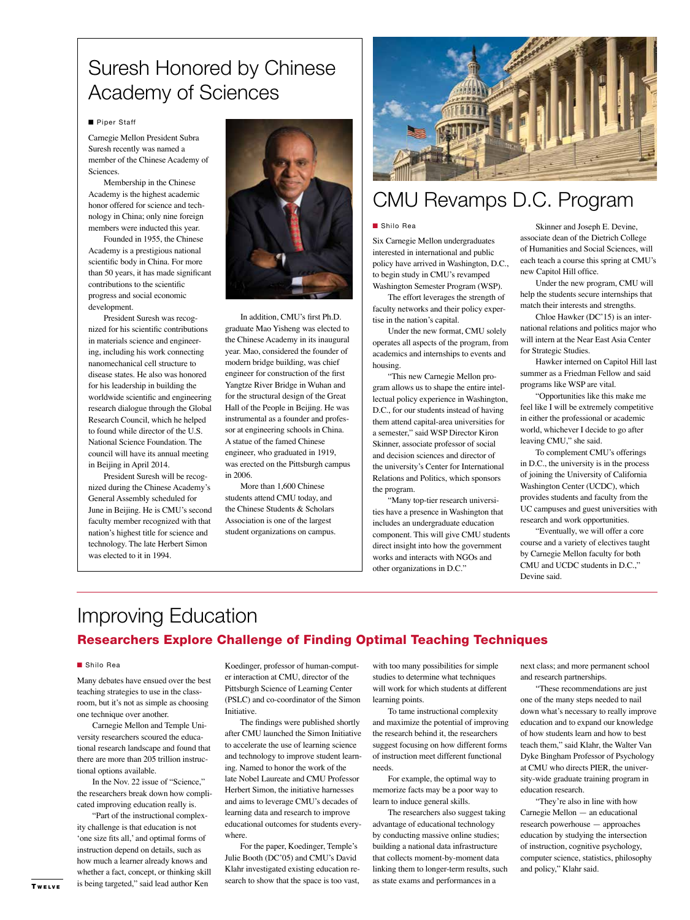# Suresh Honored by Chinese Academy of Sciences

■ Piper Staff

Carnegie Mellon President Subra Suresh recently was named a member of the Chinese Academy of Sciences.

Membership in the Chinese Academy is the highest academic honor offered for science and technology in China; only nine foreign members were inducted this year.

Founded in 1955, the Chinese Academy is a prestigious national scientific body in China. For more than 50 years, it has made significant contributions to the scientific progress and social economic development.

President Suresh was recognized for his scientific contributions in materials science and engineering, including his work connecting nanomechanical cell structure to disease states. He also was honored for his leadership in building the worldwide scientific and engineering research dialogue through the Global Research Council, which he helped to found while director of the U.S. National Science Foundation. The council will have its annual meeting in Beijing in April 2014.

President Suresh will be recognized during the Chinese Academy's General Assembly scheduled for June in Beijing. He is CMU's second faculty member recognized with that nation's highest title for science and technology. The late Herbert Simon was elected to it in 1994.

In addition, CMU's first Ph.D. graduate Mao Yisheng was elected to the Chinese Academy in its inaugural year. Mao, considered the founder of modern bridge building, was chief engineer for construction of the first Yangtze River Bridge in Wuhan and for the structural design of the Great Hall of the People in Beijing. He was instrumental as a founder and professor at engineering schools in China. A statue of the famed Chinese engineer, who graduated in 1919, was erected on the Pittsburgh campus in 2006.

More than 1,600 Chinese students attend CMU today, and the Chinese Students & Scholars Association is one of the largest student organizations on campus.

# CMU Revamps D.C. Program

■ Shilo Rea

Six Carnegie Mellon undergraduates interested in international and public policy have arrived in Washington, D.C., to begin study in CMU's revamped Washington Semester Program (WSP).

The effort leverages the strength of faculty networks and their policy expertise in the nation's capital.

Under the new format, CMU solely operates all aspects of the program, from academics and internships to events and housing.

"This new Carnegie Mellon program allows us to shape the entire intellectual policy experience in Washington, D.C., for our students instead of having them attend capital-area universities for a semester," said WSP Director Kiron Skinner, associate professor of social and decision sciences and director of the university's Center for International Relations and Politics, which sponsors the program.

"Many top-tier research universities have a presence in Washington that includes an undergraduate education component. This will give CMU students direct insight into how the government works and interacts with NGOs and other organizations in D.C."

Skinner and Joseph E. Devine, associate dean of the Dietrich College of Humanities and Social Sciences, will each teach a course this spring at CMU's new Capitol Hill office.

Under the new program, CMU will help the students secure internships that match their interests and strengths.

Chloe Hawker (DC'15) is an international relations and politics major who will intern at the Near East Asia Center for Strategic Studies.

Hawker interned on Capitol Hill last summer as a Friedman Fellow and said programs like WSP are vital.

"Opportunities like this make me feel like I will be extremely competitive in either the professional or academic world, whichever I decide to go after leaving CMU," she said.

To complement CMU's offerings in D.C., the university is in the process of joining the University of California Washington Center (UCDC), which provides students and faculty from the UC campuses and guest universities with research and work opportunities.

"Eventually, we will offer a core course and a variety of electives taught by Carnegie Mellon faculty for both CMU and UCDC students in D.C.," Devine said.

# Improving Education

## Researchers Explore Challenge of Finding Optimal Teaching Techniques

■ Shilo Rea

Many debates have ensued over the best teaching strategies to use in the classroom, but it's not as simple as choosing one technique over another.

Carnegie Mellon and Temple University researchers scoured the educational research landscape and found that there are more than 205 trillion instructional options available.

In the Nov. 22 issue of "Science," the researchers break down how complicated improving education really is.

"Part of the instructional complexity challenge is that education is not 'one size fits all,' and optimal forms of instruction depend on details, such as how much a learner already knows and whether a fact, concept, or thinking skill is being targeted," said lead author Ken Koedinger, professor of human-computer interaction at CMU, director of the Pittsburgh Science of Learning Center (PSLC) and co-coordinator of the Simon Initiative.

The findings were published shortly after CMU launched the Simon Initiative to accelerate the use of learning science and technology to improve student learning. Named to honor the work of the late Nobel Laureate and CMU Professor Herbert Simon, the initiative harnesses and aims to leverage CMU's decades of learning data and research to improve educational outcomes for students everywhere.

For the paper, Koedinger, Temple's Julie Booth (DC'05) and CMU's David Klahr investigated existing education research to show that the space is too vast, with too many possibilities for simple studies to determine what techniques will work for which students at different learning points.

To tame instructional complexity and maximize the potential of improving the research behind it, the researchers suggest focusing on how different forms of instruction meet different functional needs.

For example, the optimal way to memorize facts may be a poor way to learn to induce general skills.

The researchers also suggest taking advantage of educational technology by conducting massive online studies; building a national data infrastructure that collects moment-by-moment data linking them to longer-term results, such as state exams and performances in a next class; and more permanent school and research partnerships.

"These recommendations are just one of the many steps needed to nail down what's necessary to really improve education and to expand our knowledge of how students learn and how to best teach them," said Klahr, the Walter Van Dyke Bingham Professor of Psychology at CMU who directs PIER, the university-wide graduate training program in education research.

"They're also in line with how Carnegie Mellon — an educational research powerhouse — approaches education by studying the intersection of instruction, cognitive psychology, computer science, statistics, philosophy and policy," Klahr said.